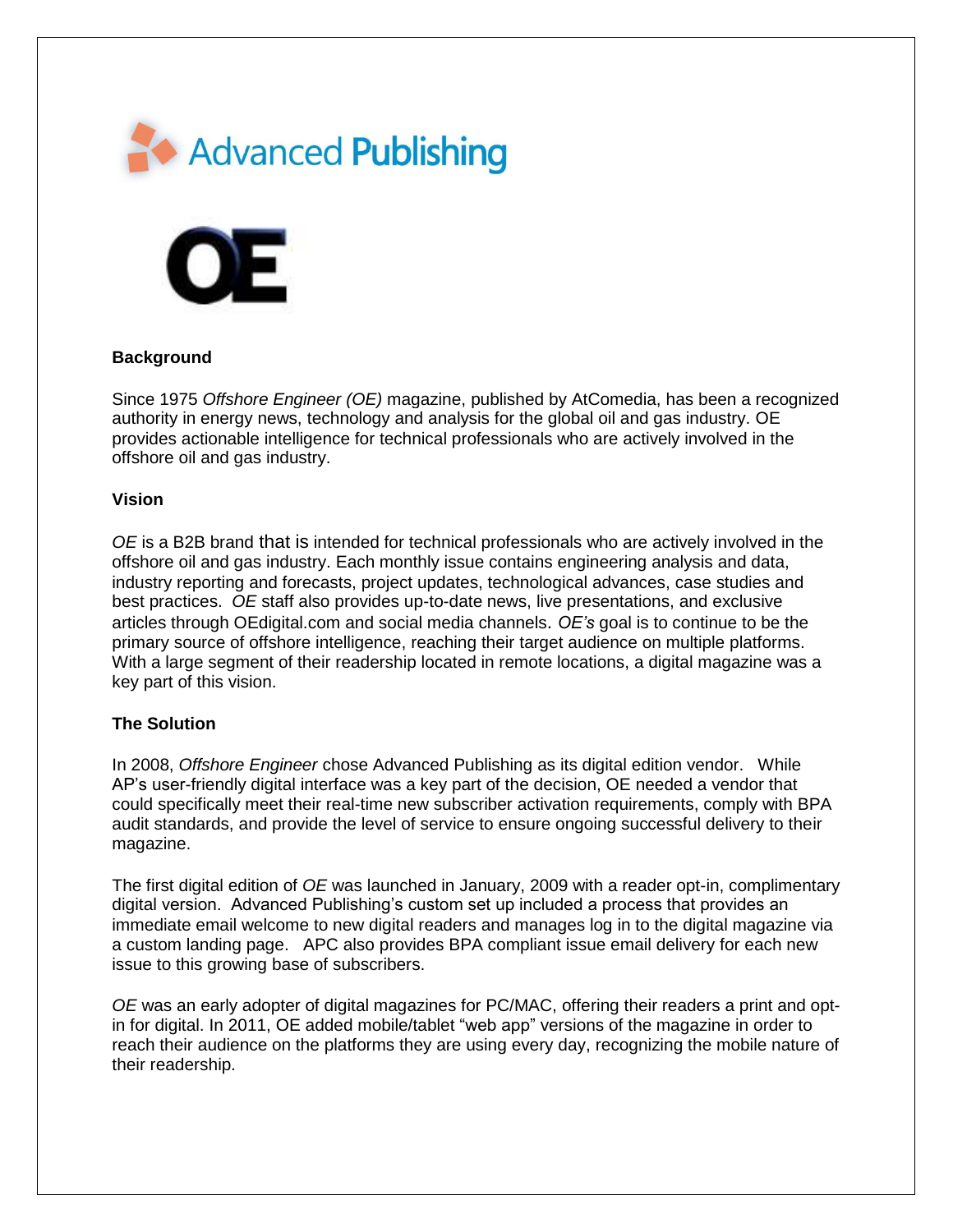Advanced **Publishing**

**OE**

**Background**

Since 1975 *Offshore Engineer (OE)* magazine, published by AtComedia, has been a recognized authority in energy news, technology and analysis for the global oil and gas industry. OE provides actionable intelligence for technical professionals who are actively involved in the offshore oil and gas industry.

**Vision**

*OE* is a B2B brand that is intended for technical professionals who are actively involved in the offshore oil and gas industry. Each monthly issue contains engineering analysis and data, industry reporting and forecasts, project updates, technological advances, case studies and best practices. *OE* staff also provides up-to-date news, live presentations, and exclusive articles through OEdigital.com and social media channels. *OE's* goal is to continue to be the primary source of offshore intelligence, reaching their target audience on multiple platforms. With a large segment of their readership located in remote locations, a digital magazine was a key part of this vision.

**The Solution**

In 2008, *Offshore Engineer* chose Advanced Publishing as its digital edition vendor. While AP's user-friendly digital interface was a key part of the decision, OE needed a vendor that could specifically meet their real-time new subscriber activation requirements, comply with BPA audit standards, and provide the level of service to ensure ongoing successful delivery to their magazine.

The first digital edition of *OE* was launched in January, 2009 with a reader opt-in, complimentary digital version. Advanced Publishing's custom set up included a process that provides an immediate email welcome to new digital readers and manages log in to the digital magazine via a custom landing page. APC also provides BPA compliant issue email delivery for each new issue to this growing base of subscribers.

*OE* was an early adopter of digital magazines for PC/MAC, offering their readers a print and opt-in for digital. In 2011, OE added mobile/tablet "web app" versions of the magazine in order to reach their audience on the platforms they are using every day, recognizing the mobile nature of their readership.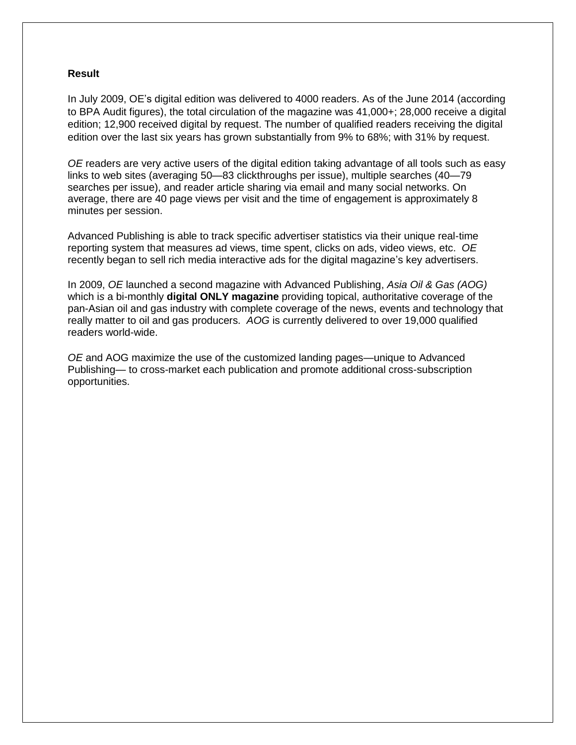**Result**

In July 2009, OE's digital edition was delivered to 4000 readers. As of the June 2014 (according to BPA Audit figures), the total circulation of the magazine was 41,000+; 28,000 receive a digital edition; 12,900 received digital by request. The number of qualified readers receiving the digital edition over the last six years has grown substantially from 9% to 68%; with 31% by request.

*OE* readers are very active users of the digital edition taking advantage of all tools such as easy links to web sites (averaging 50—83 clickthroughs per issue), multiple searches (40—79 searches per issue), and reader article sharing via email and many social networks. On average, there are 40 page views per visit and the time of engagement is approximately 8 minutes per session.

Advanced Publishing is able to track specific advertiser statistics via their unique real-time reporting system that measures ad views, time spent, clicks on ads, video views, etc. *OE* recently began to sell rich media interactive ads for the digital magazine's key advertisers.

In 2009, *OE* launched a second magazine with Advanced Publishing, *Asia Oil & Gas (AOG)* which is a bi-monthly **digital ONLY magazine** providing topical, authoritative coverage of the pan-Asian oil and gas industry with complete coverage of the news, events and technology that really matter to oil and gas producers. *AOG* is currently delivered to over 19,000 qualified readers world-wide.

*OE* and AOG maximize the use of the customized landing pages—unique to Advanced Publishing— to cross-market each publication and promote additional cross-subscription opportunities.